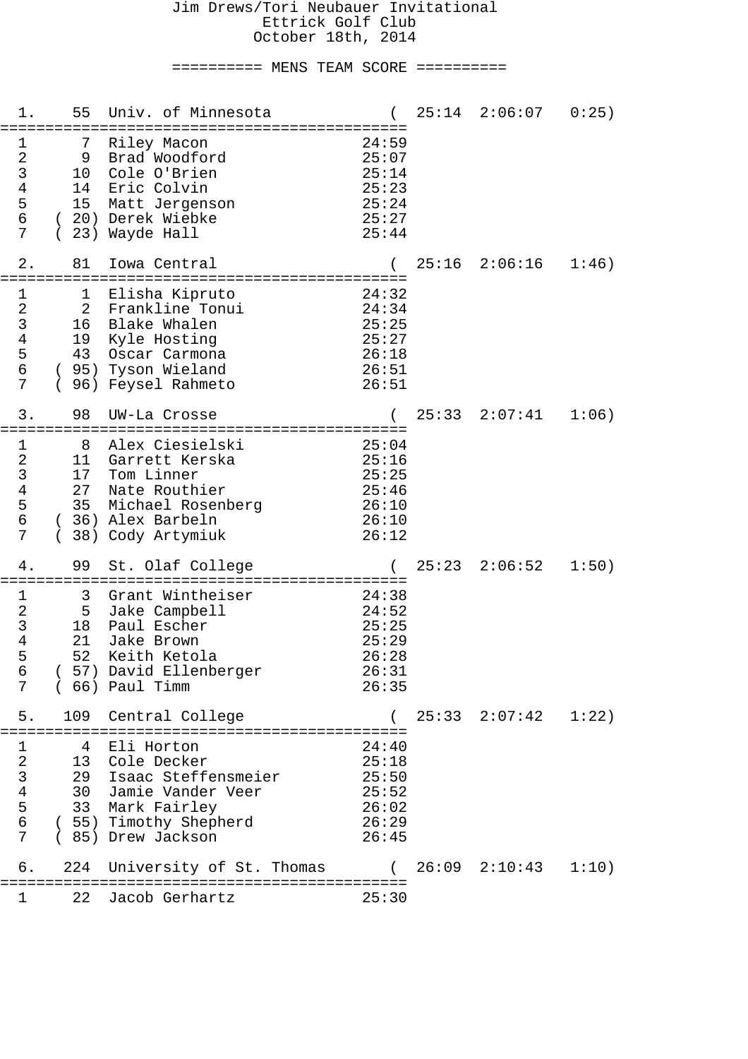# Jim Drews/Tori Neubauer Invitational

Ettrick Golf Club

October 18th, 2014

## ========== MENS TEAM SCORE ==========

### 1. 55 Univ. of Minnesota ( 25:14 2:06:07 0:25)

| | Place | Name | Time |
|---|---|---|---|
| 1 | 7 | Riley Macon | 24:59 |
| 2 | 9 | Brad Woodford | 25:07 |
| 3 | 10 | Cole O'Brien | 25:14 |
| 4 | 14 | Eric Colvin | 25:23 |
| 5 | 15 | Matt Jergenson | 25:24 |
| 6 | (20) | Derek Wiebke | 25:27 |
| 7 | (23) | Wayde Hall | 25:44 |

### 2. 81 Iowa Central ( 25:16 2:06:16 1:46)

| | Place | Name | Time |
|---|---|---|---|
| 1 | 1 | Elisha Kipruto | 24:32 |
| 2 | 2 | Frankline Tonui | 24:34 |
| 3 | 16 | Blake Whalen | 25:25 |
| 4 | 19 | Kyle Hosting | 25:27 |
| 5 | 43 | Oscar Carmona | 26:18 |
| 6 | (95) | Tyson Wieland | 26:51 |
| 7 | (96) | Feysel Rahmeto | 26:51 |

### 3. 98 UW-La Crosse ( 25:33 2:07:41 1:06)

| | Place | Name | Time |
|---|---|---|---|
| 1 | 8 | Alex Ciesielski | 25:04 |
| 2 | 11 | Garrett Kerska | 25:16 |
| 3 | 17 | Tom Linner | 25:25 |
| 4 | 27 | Nate Routhier | 25:46 |
| 5 | 35 | Michael Rosenberg | 26:10 |
| 6 | (36) | Alex Barbeln | 26:10 |
| 7 | (38) | Cody Artymiuk | 26:12 |

### 4. 99 St. Olaf College ( 25:23 2:06:52 1:50)

| | Place | Name | Time |
|---|---|---|---|
| 1 | 3 | Grant Wintheiser | 24:38 |
| 2 | 5 | Jake Campbell | 24:52 |
| 3 | 18 | Paul Escher | 25:25 |
| 4 | 21 | Jake Brown | 25:29 |
| 5 | 52 | Keith Ketola | 26:28 |
| 6 | (57) | David Ellenberger | 26:31 |
| 7 | (66) | Paul Timm | 26:35 |

### 5. 109 Central College ( 25:33 2:07:42 1:22)

| | Place | Name | Time |
|---|---|---|---|
| 1 | 4 | Eli Horton | 24:40 |
| 2 | 13 | Cole Decker | 25:18 |
| 3 | 29 | Isaac Steffensmeier | 25:50 |
| 4 | 30 | Jamie Vander Veer | 25:52 |
| 5 | 33 | Mark Fairley | 26:02 |
| 6 | (55) | Timothy Shepherd | 26:29 |
| 7 | (85) | Drew Jackson | 26:45 |

### 6. 224 University of St. Thomas ( 26:09 2:10:43 1:10)

| | Place | Name | Time |
|---|---|---|---|
| 1 | 22 | Jacob Gerhartz | 25:30 |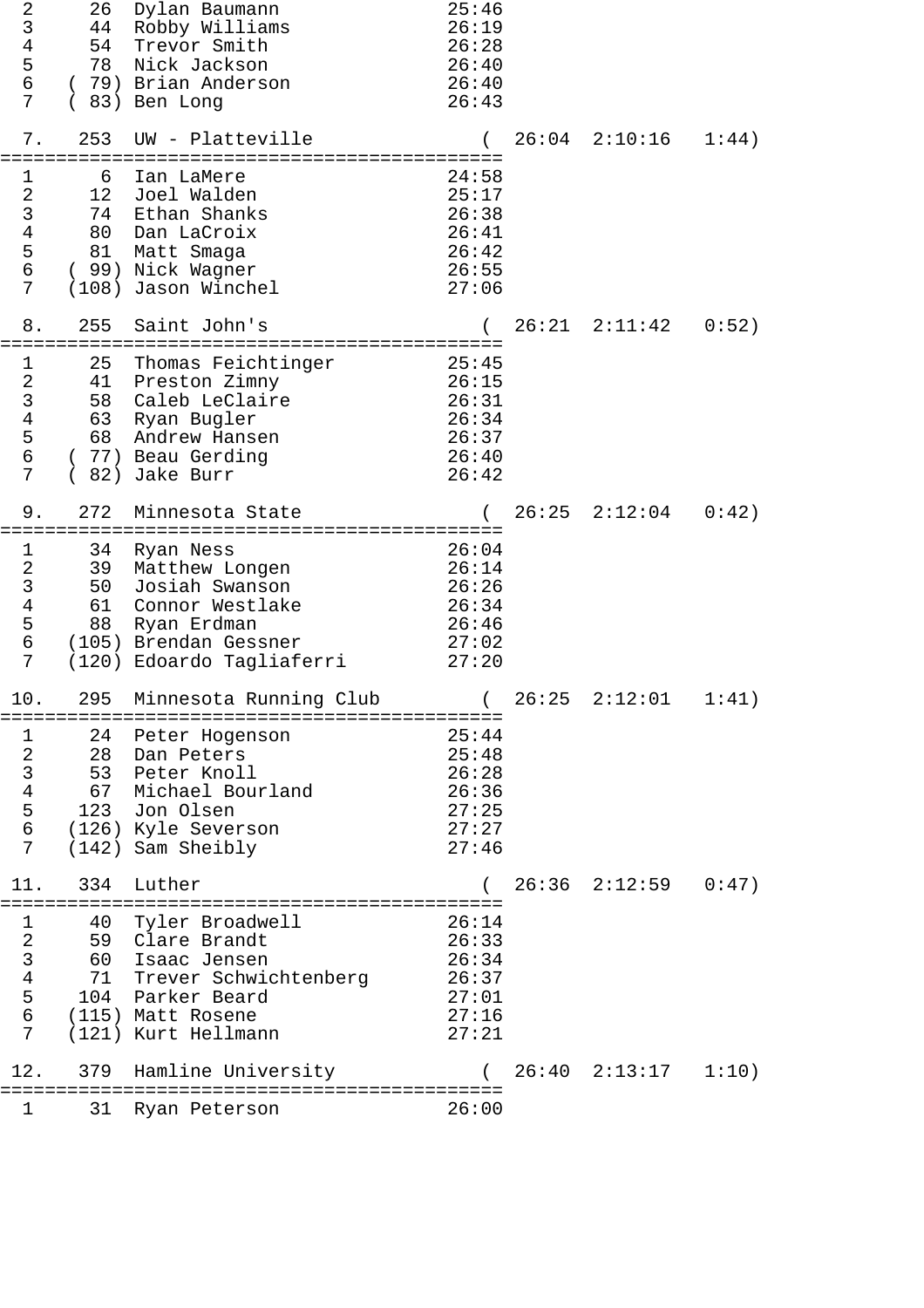```
  2     26  Dylan Baumann              25:46
  3     44  Robby Williams             26:19
  4     54  Trevor Smith               26:28
  5     78  Nick Jackson               26:40
  6   ( 79) Brian Anderson             26:40
  7   ( 83) Ben Long                   26:43

  7.   253  UW - Platteville            (  26:04  2:10:16   1:44)
=============================================
  1      6  Ian LaMere                 24:58
  2     12  Joel Walden                25:17
  3     74  Ethan Shanks               26:38
  4     80  Dan LaCroix                26:41
  5     81  Matt Smaga                 26:42
  6   ( 99) Nick Wagner                26:55
  7   (108) Jason Winchel              27:06

  8.   255  Saint John's                (  26:21  2:11:42   0:52)
=============================================
  1     25  Thomas Feichtinger         25:45
  2     41  Preston Zimny              26:15
  3     58  Caleb LeClaire             26:31
  4     63  Ryan Bugler                26:34
  5     68  Andrew Hansen              26:37
  6   ( 77) Beau Gerding               26:40
  7   ( 82) Jake Burr                  26:42

  9.   272  Minnesota State             (  26:25  2:12:04   0:42)
=============================================
  1     34  Ryan Ness                  26:04
  2     39  Matthew Longen             26:14
  3     50  Josiah Swanson             26:26
  4     61  Connor Westlake            26:34
  5     88  Ryan Erdman                26:46
  6   (105) Brendan Gessner            27:02
  7   (120) Edoardo Tagliaferri        27:20

 10.   295  Minnesota Running Club      (  26:25  2:12:01   1:41)
=============================================
  1     24  Peter Hogenson             25:44
  2     28  Dan Peters                 25:48
  3     53  Peter Knoll                26:28
  4     67  Michael Bourland           26:36
  5    123  Jon Olsen                  27:25
  6   (126) Kyle Severson              27:27
  7   (142) Sam Sheibly                27:46

 11.   334  Luther                      (  26:36  2:12:59   0:47)
=============================================
  1     40  Tyler Broadwell            26:14
  2     59  Clare Brandt               26:33
  3     60  Isaac Jensen               26:34
  4     71  Trever Schwichtenberg      26:37
  5    104  Parker Beard               27:01
  6   (115) Matt Rosene                27:16
  7   (121) Kurt Hellmann              27:21

 12.   379  Hamline University          (  26:40  2:13:17   1:10)
=============================================
  1     31  Ryan Peterson              26:00
```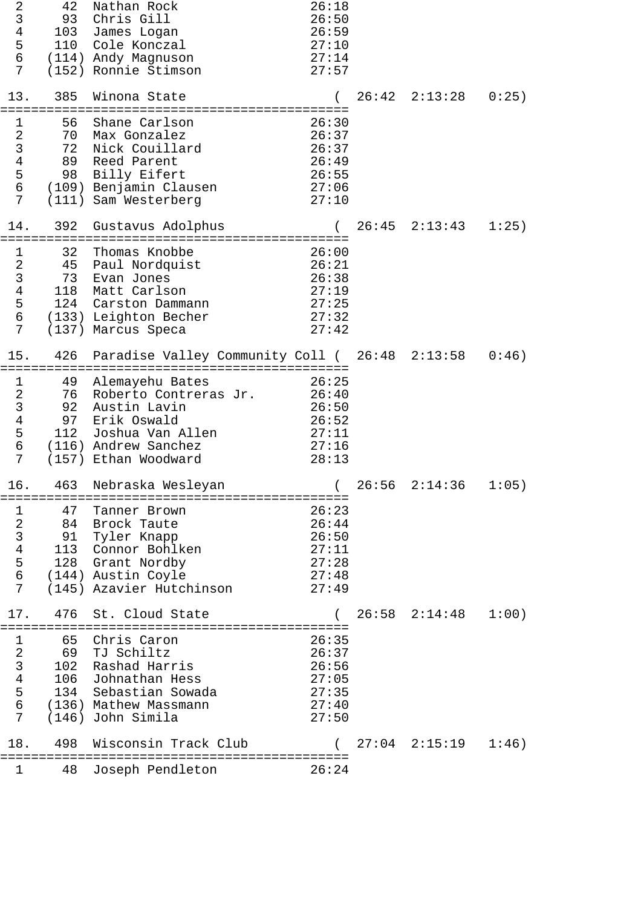```
  2     42  Nathan Rock                 26:18
  3     93  Chris Gill                  26:50
  4    103  James Logan                 26:59
  5    110  Cole Konczal                27:10
  6   (114) Andy Magnuson               27:14
  7   (152) Ronnie Stimson              27:57

 13.   385  Winona State              (  26:42  2:13:28   0:25)
============================================
  1     56  Shane Carlson               26:30
  2     70  Max Gonzalez                26:37
  3     72  Nick Couillard              26:37
  4     89  Reed Parent                 26:49
  5     98  Billy Eifert                26:55
  6   (109) Benjamin Clausen            27:06
  7   (111) Sam Westerberg              27:10

 14.   392  Gustavus Adolphus         (  26:45  2:13:43   1:25)
============================================
  1     32  Thomas Knobbe               26:00
  2     45  Paul Nordquist              26:21
  3     73  Evan Jones                  26:38
  4    118  Matt Carlson                27:19
  5    124  Carston Dammann             27:25
  6   (133) Leighton Becher             27:32
  7   (137) Marcus Speca                27:42

 15.   426  Paradise Valley Community Coll (  26:48  2:13:58   0:46)
============================================
  1     49  Alemayehu Bates             26:25
  2     76  Roberto Contreras Jr.       26:40
  3     92  Austin Lavin                26:50
  4     97  Erik Oswald                 26:52
  5    112  Joshua Van Allen            27:11
  6   (116) Andrew Sanchez              27:16
  7   (157) Ethan Woodward              28:13

 16.   463  Nebraska Wesleyan         (  26:56  2:14:36   1:05)
============================================
  1     47  Tanner Brown                26:23
  2     84  Brock Taute                 26:44
  3     91  Tyler Knapp                 26:50
  4    113  Connor Bohlken              27:11
  5    128  Grant Nordby                27:28
  6   (144) Austin Coyle                27:48
  7   (145) Azavier Hutchinson          27:49

 17.   476  St. Cloud State           (  26:58  2:14:48   1:00)
============================================
  1     65  Chris Caron                 26:35
  2     69  TJ Schiltz                  26:37
  3    102  Rashad Harris               26:56
  4    106  Johnathan Hess              27:05
  5    134  Sebastian Sowada            27:35
  6   (136) Mathew Massmann             27:40
  7   (146) John Simila                 27:50

 18.   498  Wisconsin Track Club      (  27:04  2:15:19   1:46)
============================================
  1     48  Joseph Pendleton            26:24
```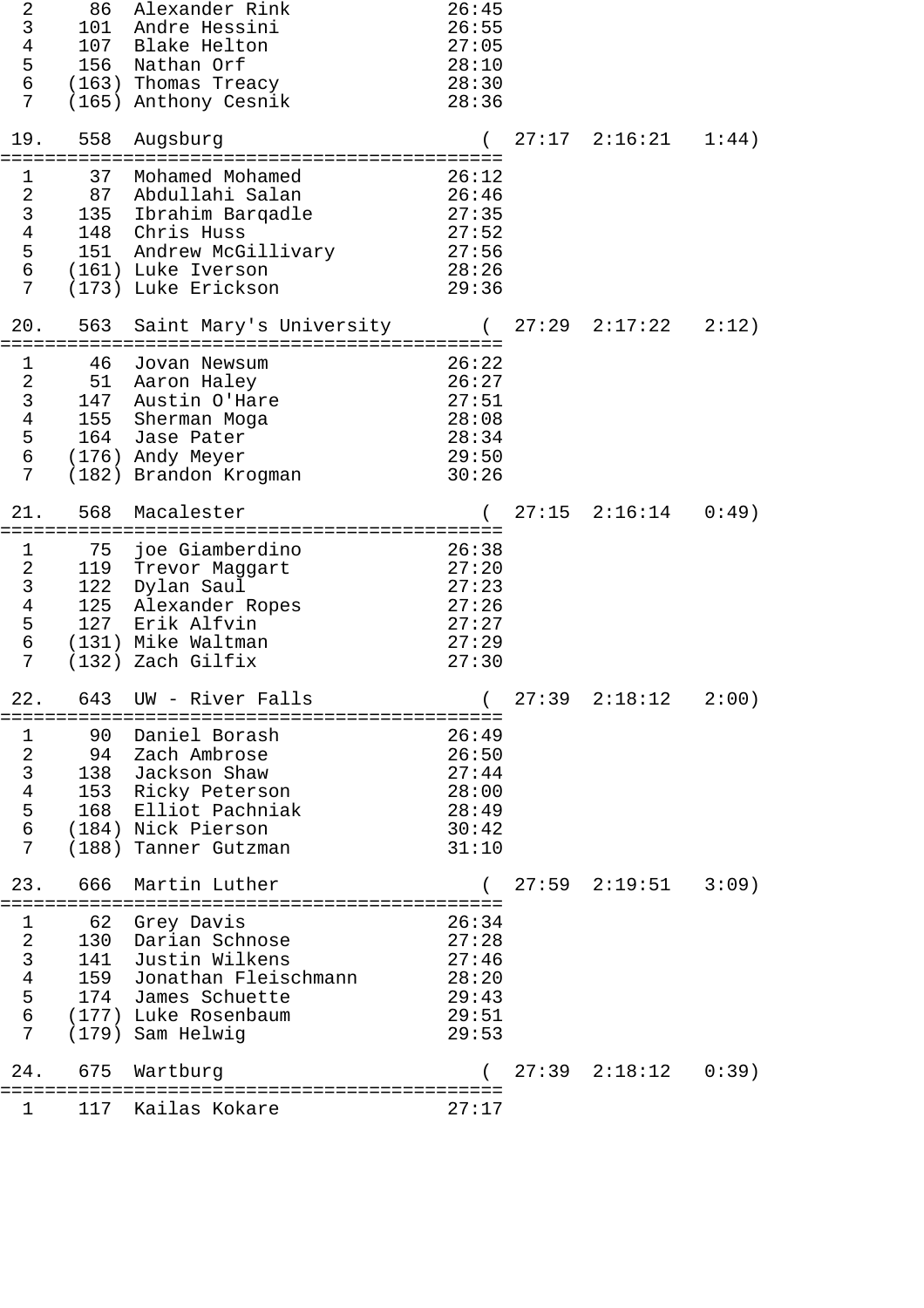```
  2     86  Alexander Rink              26:45
  3    101  Andre Hessini               26:55
  4    107  Blake Helton                27:05
  5    156  Nathan Orf                  28:10
  6   (163) Thomas Treacy               28:30
  7   (165) Anthony Cesnik              28:36

 19.   558  Augsburg                      (  27:17  2:16:21   1:44)
=============================================
  1     37  Mohamed Mohamed             26:12
  2     87  Abdullahi Salan             26:46
  3    135  Ibrahim Barqadle            27:35
  4    148  Chris Huss                  27:52
  5    151  Andrew McGillivary          27:56
  6   (161) Luke Iverson                28:26
  7   (173) Luke Erickson               29:36

 20.   563  Saint Mary's University       (  27:29  2:17:22   2:12)
=============================================
  1     46  Jovan Newsum                26:22
  2     51  Aaron Haley                 26:27
  3    147  Austin O'Hare               27:51
  4    155  Sherman Moga                28:08
  5    164  Jase Pater                  28:34
  6   (176) Andy Meyer                  29:50
  7   (182) Brandon Krogman             30:26

 21.   568  Macalester                    (  27:15  2:16:14   0:49)
=============================================
  1     75  joe Giamberdino             26:38
  2    119  Trevor Maggart              27:20
  3    122  Dylan Saul                  27:23
  4    125  Alexander Ropes             27:26
  5    127  Erik Alfvin                 27:27
  6   (131) Mike Waltman                27:29
  7   (132) Zach Gilfix                 27:30

 22.   643  UW - River Falls              (  27:39  2:18:12   2:00)
=============================================
  1     90  Daniel Borash               26:49
  2     94  Zach Ambrose                26:50
  3    138  Jackson Shaw                27:44
  4    153  Ricky Peterson              28:00
  5    168  Elliot Pachniak             28:49
  6   (184) Nick Pierson                30:42
  7   (188) Tanner Gutzman              31:10

 23.   666  Martin Luther                 (  27:59  2:19:51   3:09)
=============================================
  1     62  Grey Davis                  26:34
  2    130  Darian Schnose              27:28
  3    141  Justin Wilkens              27:46
  4    159  Jonathan Fleischmann        28:20
  5    174  James Schuette              29:43
  6   (177) Luke Rosenbaum              29:51
  7   (179) Sam Helwig                  29:53

 24.   675  Wartburg                      (  27:39  2:18:12   0:39)
=============================================
  1    117  Kailas Kokare               27:17
```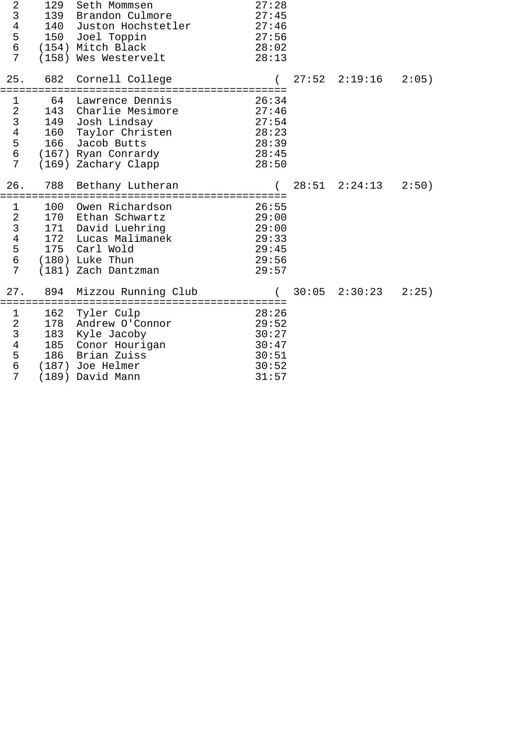```
  2    129  Seth Mommsen              27:28
  3    139  Brandon Culmore           27:45
  4    140  Juston Hochstetler        27:46
  5    150  Joel Toppin               27:56
  6   (154) Mitch Black               28:02
  7   (158) Wes Westervelt            28:13

 25.   682  Cornell College            (  27:52  2:19:16   2:05)
=============================================
  1     64  Lawrence Dennis           26:34
  2    143  Charlie Mesimore          27:46
  3    149  Josh Lindsay              27:54
  4    160  Taylor Christen           28:23
  5    166  Jacob Butts               28:39
  6   (167) Ryan Conrardy             28:45
  7   (169) Zachary Clapp             28:50

 26.   788  Bethany Lutheran           (  28:51  2:24:13   2:50)
=============================================
  1    100  Owen Richardson           26:55
  2    170  Ethan Schwartz            29:00
  3    171  David Luehring            29:00
  4    172  Lucas Malimanek           29:33
  5    175  Carl Wold                 29:45
  6   (180) Luke Thun                 29:56
  7   (181) Zach Dantzman             29:57

 27.   894  Mizzou Running Club        (  30:05  2:30:23   2:25)
=============================================
  1    162  Tyler Culp                28:26
  2    178  Andrew O'Connor           29:52
  3    183  Kyle Jacoby               30:27
  4    185  Conor Hourigan            30:47
  5    186  Brian Zuiss               30:51
  6   (187) Joe Helmer                30:52
  7   (189) David Mann                31:57
```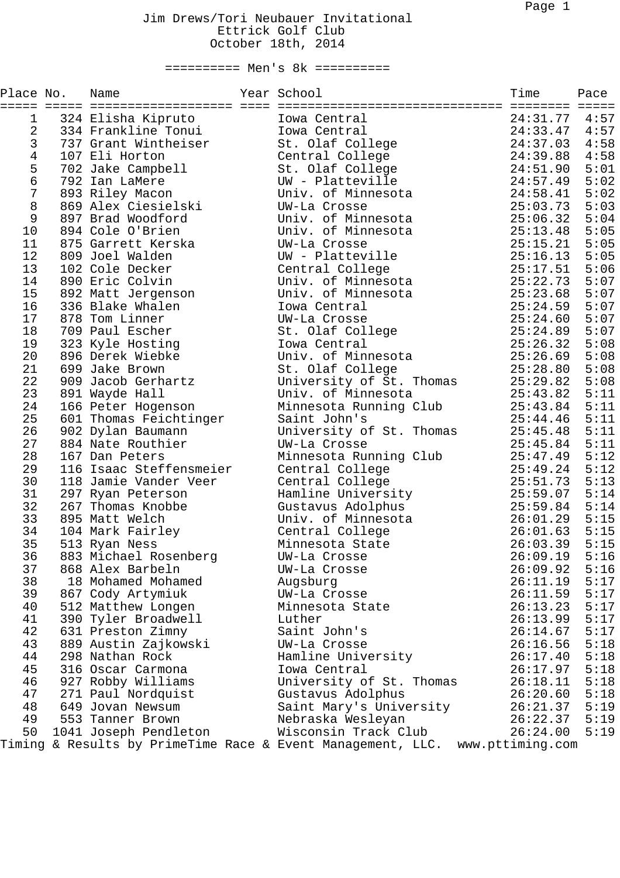# Jim Drews/Tori Neubauer Invitational

Ettrick Golf Club

October 18th, 2014

## Men's 8k

| Place | No. | Name | Year | School | Time | Pace |
|---|---|---|---|---|---|---|
| 1 | 324 | Elisha Kipruto | | Iowa Central | 24:31.77 | 4:57 |
| 2 | 334 | Frankline Tonui | | Iowa Central | 24:33.47 | 4:57 |
| 3 | 737 | Grant Wintheiser | | St. Olaf College | 24:37.03 | 4:58 |
| 4 | 107 | Eli Horton | | Central College | 24:39.88 | 4:58 |
| 5 | 702 | Jake Campbell | | St. Olaf College | 24:51.90 | 5:01 |
| 6 | 792 | Ian LaMere | | UW - Platteville | 24:57.49 | 5:02 |
| 7 | 893 | Riley Macon | | Univ. of Minnesota | 24:58.41 | 5:02 |
| 8 | 869 | Alex Ciesielski | | UW-La Crosse | 25:03.73 | 5:03 |
| 9 | 897 | Brad Woodford | | Univ. of Minnesota | 25:06.32 | 5:04 |
| 10 | 894 | Cole O'Brien | | Univ. of Minnesota | 25:13.48 | 5:05 |
| 11 | 875 | Garrett Kerska | | UW-La Crosse | 25:15.21 | 5:05 |
| 12 | 809 | Joel Walden | | UW - Platteville | 25:16.13 | 5:05 |
| 13 | 102 | Cole Decker | | Central College | 25:17.51 | 5:06 |
| 14 | 890 | Eric Colvin | | Univ. of Minnesota | 25:22.73 | 5:07 |
| 15 | 892 | Matt Jergenson | | Univ. of Minnesota | 25:23.68 | 5:07 |
| 16 | 336 | Blake Whalen | | Iowa Central | 25:24.59 | 5:07 |
| 17 | 878 | Tom Linner | | UW-La Crosse | 25:24.60 | 5:07 |
| 18 | 709 | Paul Escher | | St. Olaf College | 25:24.89 | 5:07 |
| 19 | 323 | Kyle Hosting | | Iowa Central | 25:26.32 | 5:08 |
| 20 | 896 | Derek Wiebke | | Univ. of Minnesota | 25:26.69 | 5:08 |
| 21 | 699 | Jake Brown | | St. Olaf College | 25:28.80 | 5:08 |
| 22 | 909 | Jacob Gerhartz | | University of St. Thomas | 25:29.82 | 5:08 |
| 23 | 891 | Wayde Hall | | Univ. of Minnesota | 25:43.82 | 5:11 |
| 24 | 166 | Peter Hogenson | | Minnesota Running Club | 25:43.84 | 5:11 |
| 25 | 601 | Thomas Feichtinger | | Saint John's | 25:44.46 | 5:11 |
| 26 | 902 | Dylan Baumann | | University of St. Thomas | 25:45.48 | 5:11 |
| 27 | 884 | Nate Routhier | | UW-La Crosse | 25:45.84 | 5:11 |
| 28 | 167 | Dan Peters | | Minnesota Running Club | 25:47.49 | 5:12 |
| 29 | 116 | Isaac Steffensmeier | | Central College | 25:49.24 | 5:12 |
| 30 | 118 | Jamie Vander Veer | | Central College | 25:51.73 | 5:13 |
| 31 | 297 | Ryan Peterson | | Hamline University | 25:59.07 | 5:14 |
| 32 | 267 | Thomas Knobbe | | Gustavus Adolphus | 25:59.84 | 5:14 |
| 33 | 895 | Matt Welch | | Univ. of Minnesota | 26:01.29 | 5:15 |
| 34 | 104 | Mark Fairley | | Central College | 26:01.63 | 5:15 |
| 35 | 513 | Ryan Ness | | Minnesota State | 26:03.39 | 5:15 |
| 36 | 883 | Michael Rosenberg | | UW-La Crosse | 26:09.19 | 5:16 |
| 37 | 868 | Alex Barbeln | | UW-La Crosse | 26:09.92 | 5:16 |
| 38 | 18 | Mohamed Mohamed | | Augsburg | 26:11.19 | 5:17 |
| 39 | 867 | Cody Artymiuk | | UW-La Crosse | 26:11.59 | 5:17 |
| 40 | 512 | Matthew Longen | | Minnesota State | 26:13.23 | 5:17 |
| 41 | 390 | Tyler Broadwell | | Luther | 26:13.99 | 5:17 |
| 42 | 631 | Preston Zimny | | Saint John's | 26:14.67 | 5:17 |
| 43 | 889 | Austin Zajkowski | | UW-La Crosse | 26:16.56 | 5:18 |
| 44 | 298 | Nathan Rock | | Hamline University | 26:17.40 | 5:18 |
| 45 | 316 | Oscar Carmona | | Iowa Central | 26:17.97 | 5:18 |
| 46 | 927 | Robby Williams | | University of St. Thomas | 26:18.11 | 5:18 |
| 47 | 271 | Paul Nordquist | | Gustavus Adolphus | 26:20.60 | 5:18 |
| 48 | 649 | Jovan Newsum | | Saint Mary's University | 26:21.37 | 5:19 |
| 49 | 553 | Tanner Brown | | Nebraska Wesleyan | 26:22.37 | 5:19 |
| 50 | 1041 | Joseph Pendleton | | Wisconsin Track Club | 26:24.00 | 5:19 |

Timing & Results by PrimeTime Race & Event Management, LLC. www.pttiming.com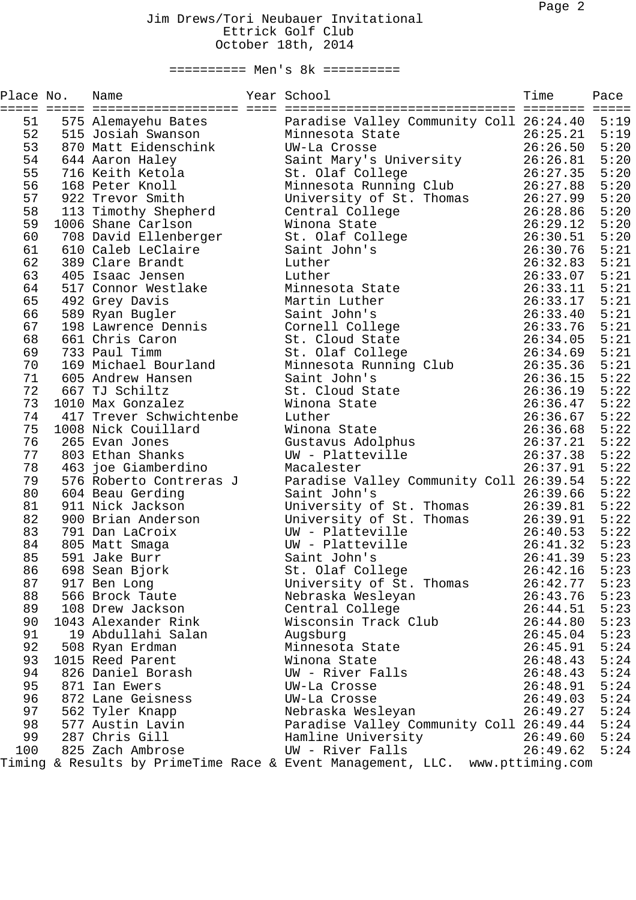# Jim Drews/Tori Neubauer Invitational

Ettrick Golf Club

October 18th, 2014

## ========== Men's 8k ==========

| Place | No. | Name | Year | School | Time | Pace |
|---|---|---|---|---|---|---|
| 51 | 575 | Alemayehu Bates | | Paradise Valley Community Coll | 26:24.40 | 5:19 |
| 52 | 515 | Josiah Swanson | | Minnesota State | 26:25.21 | 5:19 |
| 53 | 870 | Matt Eidenschink | | UW-La Crosse | 26:26.50 | 5:20 |
| 54 | 644 | Aaron Haley | | Saint Mary's University | 26:26.81 | 5:20 |
| 55 | 716 | Keith Ketola | | St. Olaf College | 26:27.35 | 5:20 |
| 56 | 168 | Peter Knoll | | Minnesota Running Club | 26:27.88 | 5:20 |
| 57 | 922 | Trevor Smith | | University of St. Thomas | 26:27.99 | 5:20 |
| 58 | 113 | Timothy Shepherd | | Central College | 26:28.86 | 5:20 |
| 59 | 1006 | Shane Carlson | | Winona State | 26:29.12 | 5:20 |
| 60 | 708 | David Ellenberger | | St. Olaf College | 26:30.51 | 5:20 |
| 61 | 610 | Caleb LeClaire | | Saint John's | 26:30.76 | 5:21 |
| 62 | 389 | Clare Brandt | | Luther | 26:32.83 | 5:21 |
| 63 | 405 | Isaac Jensen | | Luther | 26:33.07 | 5:21 |
| 64 | 517 | Connor Westlake | | Minnesota State | 26:33.11 | 5:21 |
| 65 | 492 | Grey Davis | | Martin Luther | 26:33.17 | 5:21 |
| 66 | 589 | Ryan Bugler | | Saint John's | 26:33.40 | 5:21 |
| 67 | 198 | Lawrence Dennis | | Cornell College | 26:33.76 | 5:21 |
| 68 | 661 | Chris Caron | | St. Cloud State | 26:34.05 | 5:21 |
| 69 | 733 | Paul Timm | | St. Olaf College | 26:34.69 | 5:21 |
| 70 | 169 | Michael Bourland | | Minnesota Running Club | 26:35.36 | 5:21 |
| 71 | 605 | Andrew Hansen | | Saint John's | 26:36.15 | 5:22 |
| 72 | 667 | TJ Schiltz | | St. Cloud State | 26:36.19 | 5:22 |
| 73 | 1010 | Max Gonzalez | | Winona State | 26:36.47 | 5:22 |
| 74 | 417 | Trever Schwichtenbe | | Luther | 26:36.67 | 5:22 |
| 75 | 1008 | Nick Couillard | | Winona State | 26:36.68 | 5:22 |
| 76 | 265 | Evan Jones | | Gustavus Adolphus | 26:37.21 | 5:22 |
| 77 | 803 | Ethan Shanks | | UW - Platteville | 26:37.38 | 5:22 |
| 78 | 463 | joe Giamberdino | | Macalester | 26:37.91 | 5:22 |
| 79 | 576 | Roberto Contreras J | | Paradise Valley Community Coll | 26:39.54 | 5:22 |
| 80 | 604 | Beau Gerding | | Saint John's | 26:39.66 | 5:22 |
| 81 | 911 | Nick Jackson | | University of St. Thomas | 26:39.81 | 5:22 |
| 82 | 900 | Brian Anderson | | University of St. Thomas | 26:39.91 | 5:22 |
| 83 | 791 | Dan LaCroix | | UW - Platteville | 26:40.53 | 5:22 |
| 84 | 805 | Matt Smaga | | UW - Platteville | 26:41.32 | 5:23 |
| 85 | 591 | Jake Burr | | Saint John's | 26:41.39 | 5:23 |
| 86 | 698 | Sean Bjork | | St. Olaf College | 26:42.16 | 5:23 |
| 87 | 917 | Ben Long | | University of St. Thomas | 26:42.77 | 5:23 |
| 88 | 566 | Brock Taute | | Nebraska Wesleyan | 26:43.76 | 5:23 |
| 89 | 108 | Drew Jackson | | Central College | 26:44.51 | 5:23 |
| 90 | 1043 | Alexander Rink | | Wisconsin Track Club | 26:44.80 | 5:23 |
| 91 | 19 | Abdullahi Salan | | Augsburg | 26:45.04 | 5:23 |
| 92 | 508 | Ryan Erdman | | Minnesota State | 26:45.91 | 5:24 |
| 93 | 1015 | Reed Parent | | Winona State | 26:48.43 | 5:24 |
| 94 | 826 | Daniel Borash | | UW - River Falls | 26:48.43 | 5:24 |
| 95 | 871 | Ian Ewers | | UW-La Crosse | 26:48.91 | 5:24 |
| 96 | 872 | Lane Geisness | | UW-La Crosse | 26:49.03 | 5:24 |
| 97 | 562 | Tyler Knapp | | Nebraska Wesleyan | 26:49.27 | 5:24 |
| 98 | 577 | Austin Lavin | | Paradise Valley Community Coll | 26:49.44 | 5:24 |
| 99 | 287 | Chris Gill | | Hamline University | 26:49.60 | 5:24 |
| 100 | 825 | Zach Ambrose | | UW - River Falls | 26:49.62 | 5:24 |

Timing & Results by PrimeTime Race & Event Management, LLC. www.pttiming.com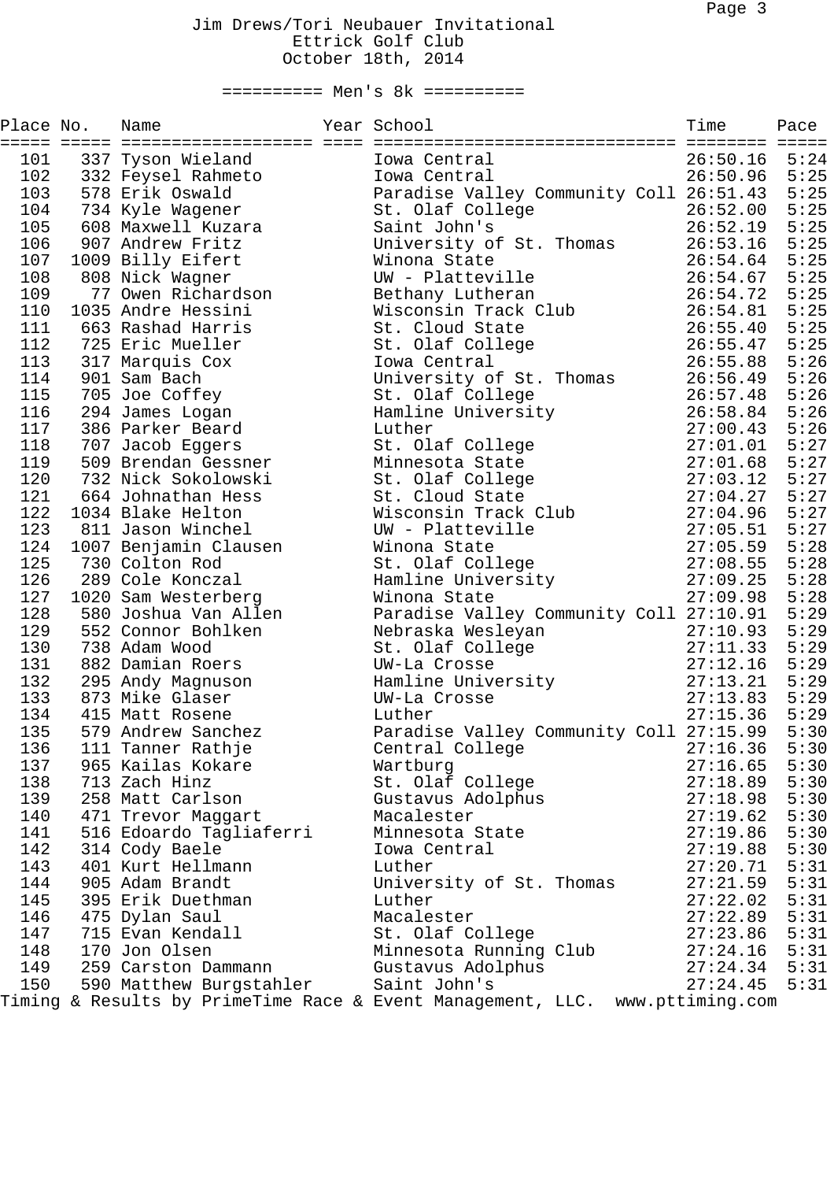# Jim Drews/Tori Neubauer Invitational
## Ettrick Golf Club
## October 18th, 2014

### ========== Men's 8k ==========

| Place | No. | Name | Year | School | Time | Pace |
|---|---|---|---|---|---|---|
| 101 | 337 | Tyson Wieland | | Iowa Central | 26:50.16 | 5:24 |
| 102 | 332 | Feysel Rahmeto | | Iowa Central | 26:50.96 | 5:25 |
| 103 | 578 | Erik Oswald | | Paradise Valley Community Coll | 26:51.43 | 5:25 |
| 104 | 734 | Kyle Wagener | | St. Olaf College | 26:52.00 | 5:25 |
| 105 | 608 | Maxwell Kuzara | | Saint John's | 26:52.19 | 5:25 |
| 106 | 907 | Andrew Fritz | | University of St. Thomas | 26:53.16 | 5:25 |
| 107 | 1009 | Billy Eifert | | Winona State | 26:54.64 | 5:25 |
| 108 | 808 | Nick Wagner | | UW - Platteville | 26:54.67 | 5:25 |
| 109 | 77 | Owen Richardson | | Bethany Lutheran | 26:54.72 | 5:25 |
| 110 | 1035 | Andre Hessini | | Wisconsin Track Club | 26:54.81 | 5:25 |
| 111 | 663 | Rashad Harris | | St. Cloud State | 26:55.40 | 5:25 |
| 112 | 725 | Eric Mueller | | St. Olaf College | 26:55.47 | 5:25 |
| 113 | 317 | Marquis Cox | | Iowa Central | 26:55.88 | 5:26 |
| 114 | 901 | Sam Bach | | University of St. Thomas | 26:56.49 | 5:26 |
| 115 | 705 | Joe Coffey | | St. Olaf College | 26:57.48 | 5:26 |
| 116 | 294 | James Logan | | Hamline University | 26:58.84 | 5:26 |
| 117 | 386 | Parker Beard | | Luther | 27:00.43 | 5:26 |
| 118 | 707 | Jacob Eggers | | St. Olaf College | 27:01.01 | 5:27 |
| 119 | 509 | Brendan Gessner | | Minnesota State | 27:01.68 | 5:27 |
| 120 | 732 | Nick Sokolowski | | St. Olaf College | 27:03.12 | 5:27 |
| 121 | 664 | Johnathan Hess | | St. Cloud State | 27:04.27 | 5:27 |
| 122 | 1034 | Blake Helton | | Wisconsin Track Club | 27:04.96 | 5:27 |
| 123 | 811 | Jason Winchel | | UW - Platteville | 27:05.51 | 5:27 |
| 124 | 1007 | Benjamin Clausen | | Winona State | 27:05.59 | 5:28 |
| 125 | 730 | Colton Rod | | St. Olaf College | 27:08.55 | 5:28 |
| 126 | 289 | Cole Konczal | | Hamline University | 27:09.25 | 5:28 |
| 127 | 1020 | Sam Westerberg | | Winona State | 27:09.98 | 5:28 |
| 128 | 580 | Joshua Van Allen | | Paradise Valley Community Coll | 27:10.91 | 5:29 |
| 129 | 552 | Connor Bohlken | | Nebraska Wesleyan | 27:10.93 | 5:29 |
| 130 | 738 | Adam Wood | | St. Olaf College | 27:11.33 | 5:29 |
| 131 | 882 | Damian Roers | | UW-La Crosse | 27:12.16 | 5:29 |
| 132 | 295 | Andy Magnuson | | Hamline University | 27:13.21 | 5:29 |
| 133 | 873 | Mike Glaser | | UW-La Crosse | 27:13.83 | 5:29 |
| 134 | 415 | Matt Rosene | | Luther | 27:15.36 | 5:29 |
| 135 | 579 | Andrew Sanchez | | Paradise Valley Community Coll | 27:15.99 | 5:30 |
| 136 | 111 | Tanner Rathje | | Central College | 27:16.36 | 5:30 |
| 137 | 965 | Kailas Kokare | | Wartburg | 27:16.65 | 5:30 |
| 138 | 713 | Zach Hinz | | St. Olaf College | 27:18.89 | 5:30 |
| 139 | 258 | Matt Carlson | | Gustavus Adolphus | 27:18.98 | 5:30 |
| 140 | 471 | Trevor Maggart | | Macalester | 27:19.62 | 5:30 |
| 141 | 516 | Edoardo Tagliaferri | | Minnesota State | 27:19.86 | 5:30 |
| 142 | 314 | Cody Baele | | Iowa Central | 27:19.88 | 5:30 |
| 143 | 401 | Kurt Hellmann | | Luther | 27:20.71 | 5:31 |
| 144 | 905 | Adam Brandt | | University of St. Thomas | 27:21.59 | 5:31 |
| 145 | 395 | Erik Duethman | | Luther | 27:22.02 | 5:31 |
| 146 | 475 | Dylan Saul | | Macalester | 27:22.89 | 5:31 |
| 147 | 715 | Evan Kendall | | St. Olaf College | 27:23.86 | 5:31 |
| 148 | 170 | Jon Olsen | | Minnesota Running Club | 27:24.16 | 5:31 |
| 149 | 259 | Carston Dammann | | Gustavus Adolphus | 27:24.34 | 5:31 |
| 150 | 590 | Matthew Burgstahler | | Saint John's | 27:24.45 | 5:31 |

Timing & Results by PrimeTime Race & Event Management, LLC. www.pttiming.com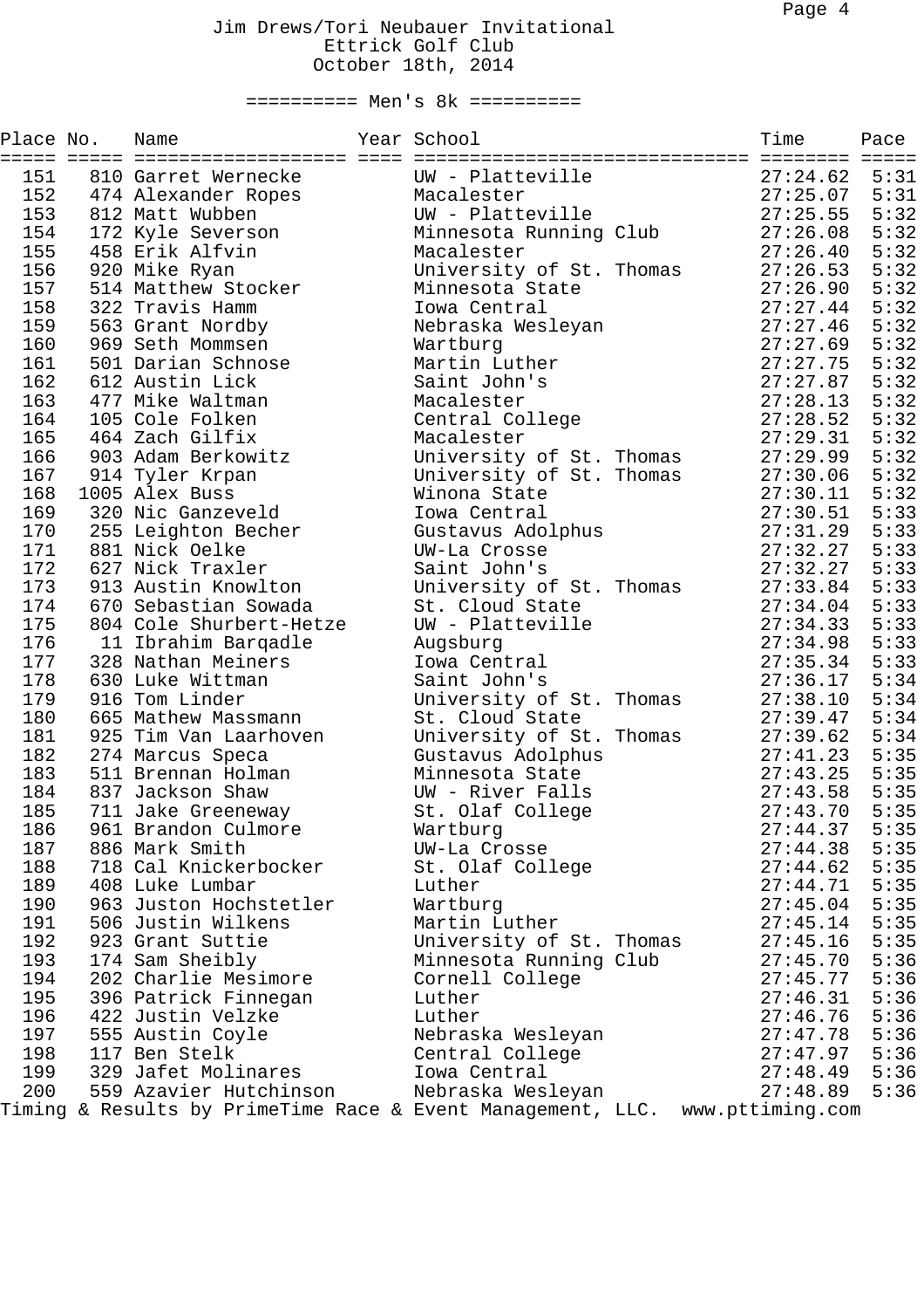# Jim Drews/Tori Neubauer Invitational

Ettrick Golf Club

October 18th, 2014

## ========== Men's 8k ==========

| Place | No. | Name | Year | School | Time | Pace |
|---|---|---|---|---|---|---|
| 151 | 810 | Garret Wernecke | | UW - Platteville | 27:24.62 | 5:31 |
| 152 | 474 | Alexander Ropes | | Macalester | 27:25.07 | 5:31 |
| 153 | 812 | Matt Wubben | | UW - Platteville | 27:25.55 | 5:32 |
| 154 | 172 | Kyle Severson | | Minnesota Running Club | 27:26.08 | 5:32 |
| 155 | 458 | Erik Alfvin | | Macalester | 27:26.40 | 5:32 |
| 156 | 920 | Mike Ryan | | University of St. Thomas | 27:26.53 | 5:32 |
| 157 | 514 | Matthew Stocker | | Minnesota State | 27:26.90 | 5:32 |
| 158 | 322 | Travis Hamm | | Iowa Central | 27:27.44 | 5:32 |
| 159 | 563 | Grant Nordby | | Nebraska Wesleyan | 27:27.46 | 5:32 |
| 160 | 969 | Seth Mommsen | | Wartburg | 27:27.69 | 5:32 |
| 161 | 501 | Darian Schnose | | Martin Luther | 27:27.75 | 5:32 |
| 162 | 612 | Austin Lick | | Saint John's | 27:27.87 | 5:32 |
| 163 | 477 | Mike Waltman | | Macalester | 27:28.13 | 5:32 |
| 164 | 105 | Cole Folken | | Central College | 27:28.52 | 5:32 |
| 165 | 464 | Zach Gilfix | | Macalester | 27:29.31 | 5:32 |
| 166 | 903 | Adam Berkowitz | | University of St. Thomas | 27:29.99 | 5:32 |
| 167 | 914 | Tyler Krpan | | University of St. Thomas | 27:30.06 | 5:32 |
| 168 | 1005 | Alex Buss | | Winona State | 27:30.11 | 5:32 |
| 169 | 320 | Nic Ganzeveld | | Iowa Central | 27:30.51 | 5:33 |
| 170 | 255 | Leighton Becher | | Gustavus Adolphus | 27:31.29 | 5:33 |
| 171 | 881 | Nick Oelke | | UW-La Crosse | 27:32.27 | 5:33 |
| 172 | 627 | Nick Traxler | | Saint John's | 27:32.27 | 5:33 |
| 173 | 913 | Austin Knowlton | | University of St. Thomas | 27:33.84 | 5:33 |
| 174 | 670 | Sebastian Sowada | | St. Cloud State | 27:34.04 | 5:33 |
| 175 | 804 | Cole Shurbert-Hetze | | UW - Platteville | 27:34.33 | 5:33 |
| 176 | 11 | Ibrahim Barqadle | | Augsburg | 27:34.98 | 5:33 |
| 177 | 328 | Nathan Meiners | | Iowa Central | 27:35.34 | 5:33 |
| 178 | 630 | Luke Wittman | | Saint John's | 27:36.17 | 5:34 |
| 179 | 916 | Tom Linder | | University of St. Thomas | 27:38.10 | 5:34 |
| 180 | 665 | Mathew Massmann | | St. Cloud State | 27:39.47 | 5:34 |
| 181 | 925 | Tim Van Laarhoven | | University of St. Thomas | 27:39.62 | 5:34 |
| 182 | 274 | Marcus Speca | | Gustavus Adolphus | 27:41.23 | 5:35 |
| 183 | 511 | Brennan Holman | | Minnesota State | 27:43.25 | 5:35 |
| 184 | 837 | Jackson Shaw | | UW - River Falls | 27:43.58 | 5:35 |
| 185 | 711 | Jake Greeneway | | St. Olaf College | 27:43.70 | 5:35 |
| 186 | 961 | Brandon Culmore | | Wartburg | 27:44.37 | 5:35 |
| 187 | 886 | Mark Smith | | UW-La Crosse | 27:44.38 | 5:35 |
| 188 | 718 | Cal Knickerbocker | | St. Olaf College | 27:44.62 | 5:35 |
| 189 | 408 | Luke Lumbar | | Luther | 27:44.71 | 5:35 |
| 190 | 963 | Juston Hochstetler | | Wartburg | 27:45.04 | 5:35 |
| 191 | 506 | Justin Wilkens | | Martin Luther | 27:45.14 | 5:35 |
| 192 | 923 | Grant Suttie | | University of St. Thomas | 27:45.16 | 5:35 |
| 193 | 174 | Sam Sheibly | | Minnesota Running Club | 27:45.70 | 5:36 |
| 194 | 202 | Charlie Mesimore | | Cornell College | 27:45.77 | 5:36 |
| 195 | 396 | Patrick Finnegan | | Luther | 27:46.31 | 5:36 |
| 196 | 422 | Justin Velzke | | Luther | 27:46.76 | 5:36 |
| 197 | 555 | Austin Coyle | | Nebraska Wesleyan | 27:47.78 | 5:36 |
| 198 | 117 | Ben Stelk | | Central College | 27:47.97 | 5:36 |
| 199 | 329 | Jafet Molinares | | Iowa Central | 27:48.49 | 5:36 |
| 200 | 559 | Azavier Hutchinson | | Nebraska Wesleyan | 27:48.89 | 5:36 |

Timing & Results by PrimeTime Race & Event Management, LLC. www.pttiming.com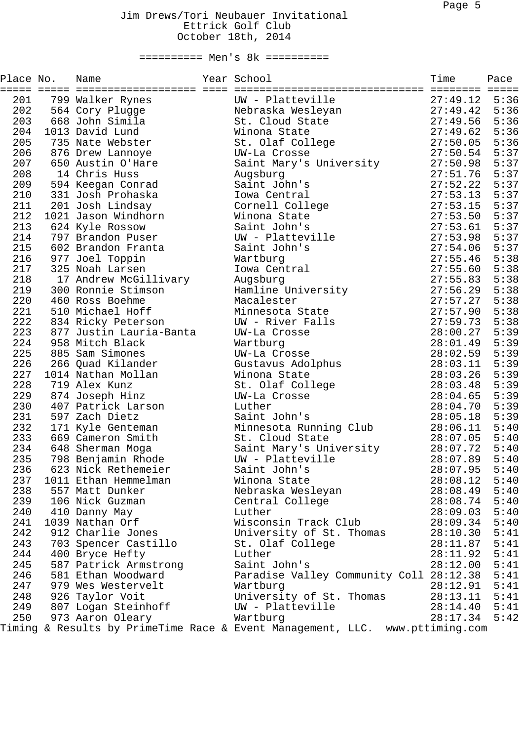# Jim Drews/Tori Neubauer Invitational

Ettrick Golf Club

October 18th, 2014

## ========== Men's 8k ==========

| Place | No. | Name | Year | School | Time | Pace |
|---|---|---|---|---|---|---|
| 201 | 799 | Walker Rynes | | UW - Platteville | 27:49.12 | 5:36 |
| 202 | 564 | Cory Plugge | | Nebraska Wesleyan | 27:49.42 | 5:36 |
| 203 | 668 | John Simila | | St. Cloud State | 27:49.56 | 5:36 |
| 204 | 1013 | David Lund | | Winona State | 27:49.62 | 5:36 |
| 205 | 735 | Nate Webster | | St. Olaf College | 27:50.05 | 5:36 |
| 206 | 876 | Drew Lannoye | | UW-La Crosse | 27:50.54 | 5:37 |
| 207 | 650 | Austin O'Hare | | Saint Mary's University | 27:50.98 | 5:37 |
| 208 | 14 | Chris Huss | | Augsburg | 27:51.76 | 5:37 |
| 209 | 594 | Keegan Conrad | | Saint John's | 27:52.22 | 5:37 |
| 210 | 331 | Josh Prohaska | | Iowa Central | 27:53.13 | 5:37 |
| 211 | 201 | Josh Lindsay | | Cornell College | 27:53.15 | 5:37 |
| 212 | 1021 | Jason Windhorn | | Winona State | 27:53.50 | 5:37 |
| 213 | 624 | Kyle Rossow | | Saint John's | 27:53.61 | 5:37 |
| 214 | 797 | Brandon Puser | | UW - Platteville | 27:53.98 | 5:37 |
| 215 | 602 | Brandon Franta | | Saint John's | 27:54.06 | 5:37 |
| 216 | 977 | Joel Toppin | | Wartburg | 27:55.46 | 5:38 |
| 217 | 325 | Noah Larsen | | Iowa Central | 27:55.60 | 5:38 |
| 218 | 17 | Andrew McGillivary | | Augsburg | 27:55.83 | 5:38 |
| 219 | 300 | Ronnie Stimson | | Hamline University | 27:56.29 | 5:38 |
| 220 | 460 | Ross Boehme | | Macalester | 27:57.27 | 5:38 |
| 221 | 510 | Michael Hoff | | Minnesota State | 27:57.90 | 5:38 |
| 222 | 834 | Ricky Peterson | | UW - River Falls | 27:59.73 | 5:38 |
| 223 | 877 | Justin Lauria-Banta | | UW-La Crosse | 28:00.27 | 5:39 |
| 224 | 958 | Mitch Black | | Wartburg | 28:01.49 | 5:39 |
| 225 | 885 | Sam Simones | | UW-La Crosse | 28:02.59 | 5:39 |
| 226 | 266 | Quad Kilander | | Gustavus Adolphus | 28:03.11 | 5:39 |
| 227 | 1014 | Nathan Mollan | | Winona State | 28:03.26 | 5:39 |
| 228 | 719 | Alex Kunz | | St. Olaf College | 28:03.48 | 5:39 |
| 229 | 874 | Joseph Hinz | | UW-La Crosse | 28:04.65 | 5:39 |
| 230 | 407 | Patrick Larson | | Luther | 28:04.70 | 5:39 |
| 231 | 597 | Zach Dietz | | Saint John's | 28:05.18 | 5:39 |
| 232 | 171 | Kyle Genteman | | Minnesota Running Club | 28:06.11 | 5:40 |
| 233 | 669 | Cameron Smith | | St. Cloud State | 28:07.05 | 5:40 |
| 234 | 648 | Sherman Moga | | Saint Mary's University | 28:07.72 | 5:40 |
| 235 | 798 | Benjamin Rhode | | UW - Platteville | 28:07.89 | 5:40 |
| 236 | 623 | Nick Rethemeier | | Saint John's | 28:07.95 | 5:40 |
| 237 | 1011 | Ethan Hemmelman | | Winona State | 28:08.12 | 5:40 |
| 238 | 557 | Matt Dunker | | Nebraska Wesleyan | 28:08.49 | 5:40 |
| 239 | 106 | Nick Guzman | | Central College | 28:08.74 | 5:40 |
| 240 | 410 | Danny May | | Luther | 28:09.03 | 5:40 |
| 241 | 1039 | Nathan Orf | | Wisconsin Track Club | 28:09.34 | 5:40 |
| 242 | 912 | Charlie Jones | | University of St. Thomas | 28:10.30 | 5:41 |
| 243 | 703 | Spencer Castillo | | St. Olaf College | 28:11.87 | 5:41 |
| 244 | 400 | Bryce Hefty | | Luther | 28:11.92 | 5:41 |
| 245 | 587 | Patrick Armstrong | | Saint John's | 28:12.00 | 5:41 |
| 246 | 581 | Ethan Woodward | | Paradise Valley Community Coll | 28:12.38 | 5:41 |
| 247 | 979 | Wes Westervelt | | Wartburg | 28:12.91 | 5:41 |
| 248 | 926 | Taylor Voit | | University of St. Thomas | 28:13.11 | 5:41 |
| 249 | 807 | Logan Steinhoff | | UW - Platteville | 28:14.40 | 5:41 |
| 250 | 973 | Aaron Oleary | | Wartburg | 28:17.34 | 5:42 |

Timing & Results by PrimeTime Race & Event Management, LLC. www.pttiming.com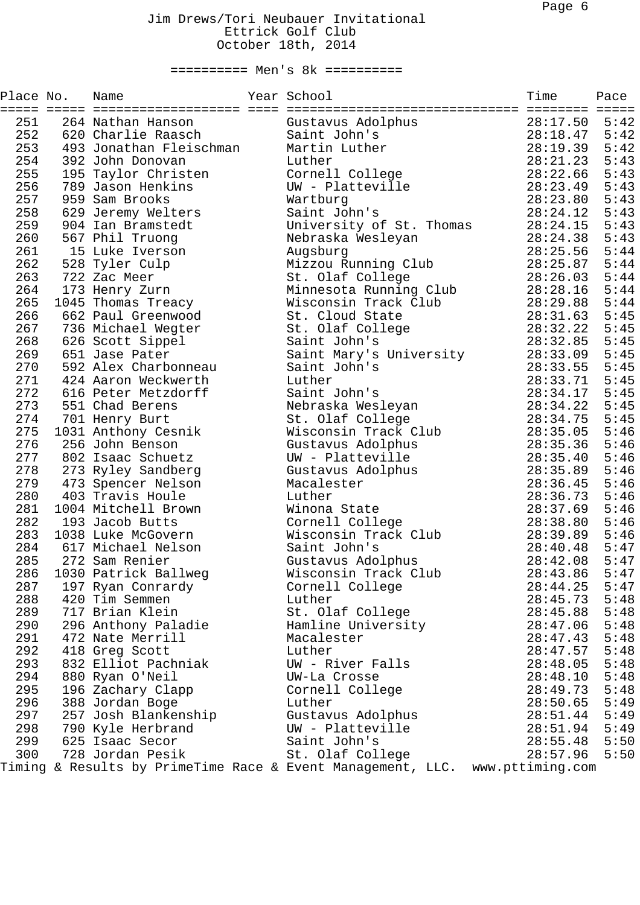# Jim Drews/Tori Neubauer Invitational

Ettrick Golf Club

October 18th, 2014

## Men's 8k

| Place | No. | Name | Year | School | Time | Pace |
|---|---|---|---|---|---|---|
| 251 | 264 | Nathan Hanson | | Gustavus Adolphus | 28:17.50 | 5:42 |
| 252 | 620 | Charlie Raasch | | Saint John's | 28:18.47 | 5:42 |
| 253 | 493 | Jonathan Fleischman | | Martin Luther | 28:19.39 | 5:42 |
| 254 | 392 | John Donovan | | Luther | 28:21.23 | 5:43 |
| 255 | 195 | Taylor Christen | | Cornell College | 28:22.66 | 5:43 |
| 256 | 789 | Jason Henkins | | UW - Platteville | 28:23.49 | 5:43 |
| 257 | 959 | Sam Brooks | | Wartburg | 28:23.80 | 5:43 |
| 258 | 629 | Jeremy Welters | | Saint John's | 28:24.12 | 5:43 |
| 259 | 904 | Ian Bramstedt | | University of St. Thomas | 28:24.15 | 5:43 |
| 260 | 567 | Phil Truong | | Nebraska Wesleyan | 28:24.38 | 5:43 |
| 261 | 15 | Luke Iverson | | Augsburg | 28:25.56 | 5:44 |
| 262 | 528 | Tyler Culp | | Mizzou Running Club | 28:25.87 | 5:44 |
| 263 | 722 | Zac Meer | | St. Olaf College | 28:26.03 | 5:44 |
| 264 | 173 | Henry Zurn | | Minnesota Running Club | 28:28.16 | 5:44 |
| 265 | 1045 | Thomas Treacy | | Wisconsin Track Club | 28:29.88 | 5:44 |
| 266 | 662 | Paul Greenwood | | St. Cloud State | 28:31.63 | 5:45 |
| 267 | 736 | Michael Wegter | | St. Olaf College | 28:32.22 | 5:45 |
| 268 | 626 | Scott Sippel | | Saint John's | 28:32.85 | 5:45 |
| 269 | 651 | Jase Pater | | Saint Mary's University | 28:33.09 | 5:45 |
| 270 | 592 | Alex Charbonneau | | Saint John's | 28:33.55 | 5:45 |
| 271 | 424 | Aaron Weckwerth | | Luther | 28:33.71 | 5:45 |
| 272 | 616 | Peter Metzdorff | | Saint John's | 28:34.17 | 5:45 |
| 273 | 551 | Chad Berens | | Nebraska Wesleyan | 28:34.22 | 5:45 |
| 274 | 701 | Henry Burt | | St. Olaf College | 28:34.75 | 5:45 |
| 275 | 1031 | Anthony Cesnik | | Wisconsin Track Club | 28:35.05 | 5:46 |
| 276 | 256 | John Benson | | Gustavus Adolphus | 28:35.36 | 5:46 |
| 277 | 802 | Isaac Schuetz | | UW - Platteville | 28:35.40 | 5:46 |
| 278 | 273 | Ryley Sandberg | | Gustavus Adolphus | 28:35.89 | 5:46 |
| 279 | 473 | Spencer Nelson | | Macalester | 28:36.45 | 5:46 |
| 280 | 403 | Travis Houle | | Luther | 28:36.73 | 5:46 |
| 281 | 1004 | Mitchell Brown | | Winona State | 28:37.69 | 5:46 |
| 282 | 193 | Jacob Butts | | Cornell College | 28:38.80 | 5:46 |
| 283 | 1038 | Luke McGovern | | Wisconsin Track Club | 28:39.89 | 5:46 |
| 284 | 617 | Michael Nelson | | Saint John's | 28:40.48 | 5:47 |
| 285 | 272 | Sam Renier | | Gustavus Adolphus | 28:42.08 | 5:47 |
| 286 | 1030 | Patrick Ballweg | | Wisconsin Track Club | 28:43.86 | 5:47 |
| 287 | 197 | Ryan Conrardy | | Cornell College | 28:44.25 | 5:47 |
| 288 | 420 | Tim Semmen | | Luther | 28:45.73 | 5:48 |
| 289 | 717 | Brian Klein | | St. Olaf College | 28:45.88 | 5:48 |
| 290 | 296 | Anthony Paladie | | Hamline University | 28:47.06 | 5:48 |
| 291 | 472 | Nate Merrill | | Macalester | 28:47.43 | 5:48 |
| 292 | 418 | Greg Scott | | Luther | 28:47.57 | 5:48 |
| 293 | 832 | Elliot Pachniak | | UW - River Falls | 28:48.05 | 5:48 |
| 294 | 880 | Ryan O'Neil | | UW-La Crosse | 28:48.10 | 5:48 |
| 295 | 196 | Zachary Clapp | | Cornell College | 28:49.73 | 5:48 |
| 296 | 388 | Jordan Boge | | Luther | 28:50.65 | 5:49 |
| 297 | 257 | Josh Blankenship | | Gustavus Adolphus | 28:51.44 | 5:49 |
| 298 | 790 | Kyle Herbrand | | UW - Platteville | 28:51.94 | 5:49 |
| 299 | 625 | Isaac Secor | | Saint John's | 28:55.48 | 5:50 |
| 300 | 728 | Jordan Pesik | | St. Olaf College | 28:57.96 | 5:50 |

Timing & Results by PrimeTime Race & Event Management, LLC. www.pttiming.com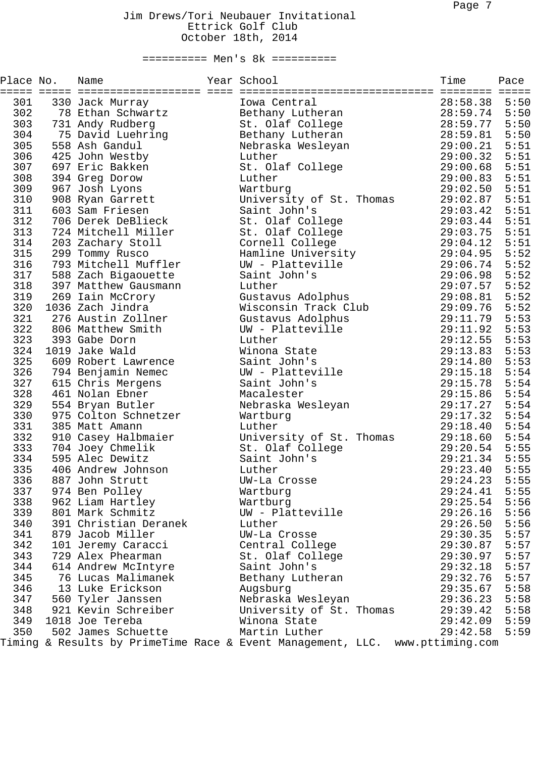Jim Drews/Tori Neubauer Invitational
Ettrick Golf Club
October 18th, 2014

## ========== Men's 8k ==========

| Place | No. | Name | Year | School | Time | Pace |
|---|---|---|---|---|---|---|
| 301 | 330 | Jack Murray | | Iowa Central | 28:58.38 | 5:50 |
| 302 | 78 | Ethan Schwartz | | Bethany Lutheran | 28:59.74 | 5:50 |
| 303 | 731 | Andy Rudberg | | St. Olaf College | 28:59.77 | 5:50 |
| 304 | 75 | David Luehring | | Bethany Lutheran | 28:59.81 | 5:50 |
| 305 | 558 | Ash Gandul | | Nebraska Wesleyan | 29:00.21 | 5:51 |
| 306 | 425 | John Westby | | Luther | 29:00.32 | 5:51 |
| 307 | 697 | Eric Bakken | | St. Olaf College | 29:00.68 | 5:51 |
| 308 | 394 | Greg Dorow | | Luther | 29:00.83 | 5:51 |
| 309 | 967 | Josh Lyons | | Wartburg | 29:02.50 | 5:51 |
| 310 | 908 | Ryan Garrett | | University of St. Thomas | 29:02.87 | 5:51 |
| 311 | 603 | Sam Friesen | | Saint John's | 29:03.42 | 5:51 |
| 312 | 706 | Derek DeBlieck | | St. Olaf College | 29:03.44 | 5:51 |
| 313 | 724 | Mitchell Miller | | St. Olaf College | 29:03.75 | 5:51 |
| 314 | 203 | Zachary Stoll | | Cornell College | 29:04.12 | 5:51 |
| 315 | 299 | Tommy Rusco | | Hamline University | 29:04.95 | 5:52 |
| 316 | 793 | Mitchell Muffler | | UW - Platteville | 29:06.74 | 5:52 |
| 317 | 588 | Zach Bigaouette | | Saint John's | 29:06.98 | 5:52 |
| 318 | 397 | Matthew Gausmann | | Luther | 29:07.57 | 5:52 |
| 319 | 269 | Iain McCrory | | Gustavus Adolphus | 29:08.81 | 5:52 |
| 320 | 1036 | Zach Jindra | | Wisconsin Track Club | 29:09.76 | 5:52 |
| 321 | 276 | Austin Zollner | | Gustavus Adolphus | 29:11.79 | 5:53 |
| 322 | 806 | Matthew Smith | | UW - Platteville | 29:11.92 | 5:53 |
| 323 | 393 | Gabe Dorn | | Luther | 29:12.55 | 5:53 |
| 324 | 1019 | Jake Wald | | Winona State | 29:13.83 | 5:53 |
| 325 | 609 | Robert Lawrence | | Saint John's | 29:14.80 | 5:53 |
| 326 | 794 | Benjamin Nemec | | UW - Platteville | 29:15.18 | 5:54 |
| 327 | 615 | Chris Mergens | | Saint John's | 29:15.78 | 5:54 |
| 328 | 461 | Nolan Ebner | | Macalester | 29:15.86 | 5:54 |
| 329 | 554 | Bryan Butler | | Nebraska Wesleyan | 29:17.27 | 5:54 |
| 330 | 975 | Colton Schnetzer | | Wartburg | 29:17.32 | 5:54 |
| 331 | 385 | Matt Amann | | Luther | 29:18.40 | 5:54 |
| 332 | 910 | Casey Halbmaier | | University of St. Thomas | 29:18.60 | 5:54 |
| 333 | 704 | Joey Chmelik | | St. Olaf College | 29:20.54 | 5:55 |
| 334 | 595 | Alec Dewitz | | Saint John's | 29:21.34 | 5:55 |
| 335 | 406 | Andrew Johnson | | Luther | 29:23.40 | 5:55 |
| 336 | 887 | John Strutt | | UW-La Crosse | 29:24.23 | 5:55 |
| 337 | 974 | Ben Polley | | Wartburg | 29:24.41 | 5:55 |
| 338 | 962 | Liam Hartley | | Wartburg | 29:25.54 | 5:56 |
| 339 | 801 | Mark Schmitz | | UW - Platteville | 29:26.16 | 5:56 |
| 340 | 391 | Christian Deranek | | Luther | 29:26.50 | 5:56 |
| 341 | 879 | Jacob Miller | | UW-La Crosse | 29:30.35 | 5:57 |
| 342 | 101 | Jeremy Caracci | | Central College | 29:30.87 | 5:57 |
| 343 | 729 | Alex Phearman | | St. Olaf College | 29:30.97 | 5:57 |
| 344 | 614 | Andrew McIntyre | | Saint John's | 29:32.18 | 5:57 |
| 345 | 76 | Lucas Malimanek | | Bethany Lutheran | 29:32.76 | 5:57 |
| 346 | 13 | Luke Erickson | | Augsburg | 29:35.67 | 5:58 |
| 347 | 560 | Tyler Janssen | | Nebraska Wesleyan | 29:36.23 | 5:58 |
| 348 | 921 | Kevin Schreiber | | University of St. Thomas | 29:39.42 | 5:58 |
| 349 | 1018 | Joe Tereba | | Winona State | 29:42.09 | 5:59 |
| 350 | 502 | James Schuette | | Martin Luther | 29:42.58 | 5:59 |

Timing & Results by PrimeTime Race & Event Management, LLC. www.pttiming.com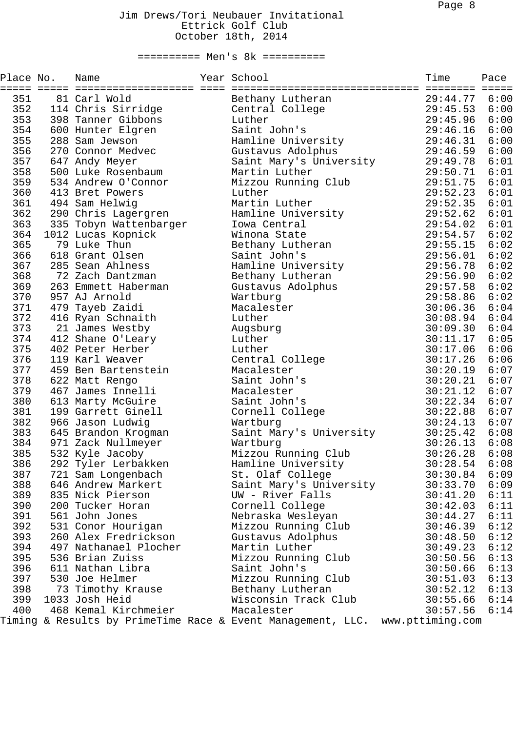Jim Drews/Tori Neubauer Invitational
Ettrick Golf Club
October 18th, 2014

========== Men's 8k ==========

| Place | No. | Name | Year | School | Time | Pace |
|---|---|---|---|---|---|---|
| 351 | 81 | Carl Wold | | Bethany Lutheran | 29:44.77 | 6:00 |
| 352 | 114 | Chris Sirridge | | Central College | 29:45.53 | 6:00 |
| 353 | 398 | Tanner Gibbons | | Luther | 29:45.96 | 6:00 |
| 354 | 600 | Hunter Elgren | | Saint John's | 29:46.16 | 6:00 |
| 355 | 288 | Sam Jewson | | Hamline University | 29:46.31 | 6:00 |
| 356 | 270 | Connor Medvec | | Gustavus Adolphus | 29:46.59 | 6:00 |
| 357 | 647 | Andy Meyer | | Saint Mary's University | 29:49.78 | 6:01 |
| 358 | 500 | Luke Rosenbaum | | Martin Luther | 29:50.71 | 6:01 |
| 359 | 534 | Andrew O'Connor | | Mizzou Running Club | 29:51.75 | 6:01 |
| 360 | 413 | Bret Powers | | Luther | 29:52.23 | 6:01 |
| 361 | 494 | Sam Helwig | | Martin Luther | 29:52.35 | 6:01 |
| 362 | 290 | Chris Lagergren | | Hamline University | 29:52.62 | 6:01 |
| 363 | 335 | Tobyn Wattenbarger | | Iowa Central | 29:54.02 | 6:01 |
| 364 | 1012 | Lucas Kopnick | | Winona State | 29:54.57 | 6:02 |
| 365 | 79 | Luke Thun | | Bethany Lutheran | 29:55.15 | 6:02 |
| 366 | 618 | Grant Olsen | | Saint John's | 29:56.01 | 6:02 |
| 367 | 285 | Sean Ahlness | | Hamline University | 29:56.78 | 6:02 |
| 368 | 72 | Zach Dantzman | | Bethany Lutheran | 29:56.90 | 6:02 |
| 369 | 263 | Emmett Haberman | | Gustavus Adolphus | 29:57.58 | 6:02 |
| 370 | 957 | AJ Arnold | | Wartburg | 29:58.86 | 6:02 |
| 371 | 479 | Tayeb Zaidi | | Macalester | 30:06.36 | 6:04 |
| 372 | 416 | Ryan Schnaith | | Luther | 30:08.94 | 6:04 |
| 373 | 21 | James Westby | | Augsburg | 30:09.30 | 6:04 |
| 374 | 412 | Shane O'Leary | | Luther | 30:11.17 | 6:05 |
| 375 | 402 | Peter Herber | | Luther | 30:17.06 | 6:06 |
| 376 | 119 | Karl Weaver | | Central College | 30:17.26 | 6:06 |
| 377 | 459 | Ben Bartenstein | | Macalester | 30:20.19 | 6:07 |
| 378 | 622 | Matt Rengo | | Saint John's | 30:20.21 | 6:07 |
| 379 | 467 | James Innelli | | Macalester | 30:21.12 | 6:07 |
| 380 | 613 | Marty McGuire | | Saint John's | 30:22.34 | 6:07 |
| 381 | 199 | Garrett Ginell | | Cornell College | 30:22.88 | 6:07 |
| 382 | 966 | Jason Ludwig | | Wartburg | 30:24.13 | 6:07 |
| 383 | 645 | Brandon Krogman | | Saint Mary's University | 30:25.42 | 6:08 |
| 384 | 971 | Zack Nullmeyer | | Wartburg | 30:26.13 | 6:08 |
| 385 | 532 | Kyle Jacoby | | Mizzou Running Club | 30:26.28 | 6:08 |
| 386 | 292 | Tyler Lerbakken | | Hamline University | 30:28.54 | 6:08 |
| 387 | 721 | Sam Longenbach | | St. Olaf College | 30:30.84 | 6:09 |
| 388 | 646 | Andrew Markert | | Saint Mary's University | 30:33.70 | 6:09 |
| 389 | 835 | Nick Pierson | | UW - River Falls | 30:41.20 | 6:11 |
| 390 | 200 | Tucker Horan | | Cornell College | 30:42.03 | 6:11 |
| 391 | 561 | John Jones | | Nebraska Wesleyan | 30:44.27 | 6:11 |
| 392 | 531 | Conor Hourigan | | Mizzou Running Club | 30:46.39 | 6:12 |
| 393 | 260 | Alex Fredrickson | | Gustavus Adolphus | 30:48.50 | 6:12 |
| 394 | 497 | Nathanael Plocher | | Martin Luther | 30:49.23 | 6:12 |
| 395 | 536 | Brian Zuiss | | Mizzou Running Club | 30:50.56 | 6:13 |
| 396 | 611 | Nathan Libra | | Saint John's | 30:50.66 | 6:13 |
| 397 | 530 | Joe Helmer | | Mizzou Running Club | 30:51.03 | 6:13 |
| 398 | 73 | Timothy Krause | | Bethany Lutheran | 30:52.12 | 6:13 |
| 399 | 1033 | Josh Heid | | Wisconsin Track Club | 30:55.66 | 6:14 |
| 400 | 468 | Kemal Kirchmeier | | Macalester | 30:57.56 | 6:14 |

Timing & Results by PrimeTime Race & Event Management, LLC. www.pttiming.com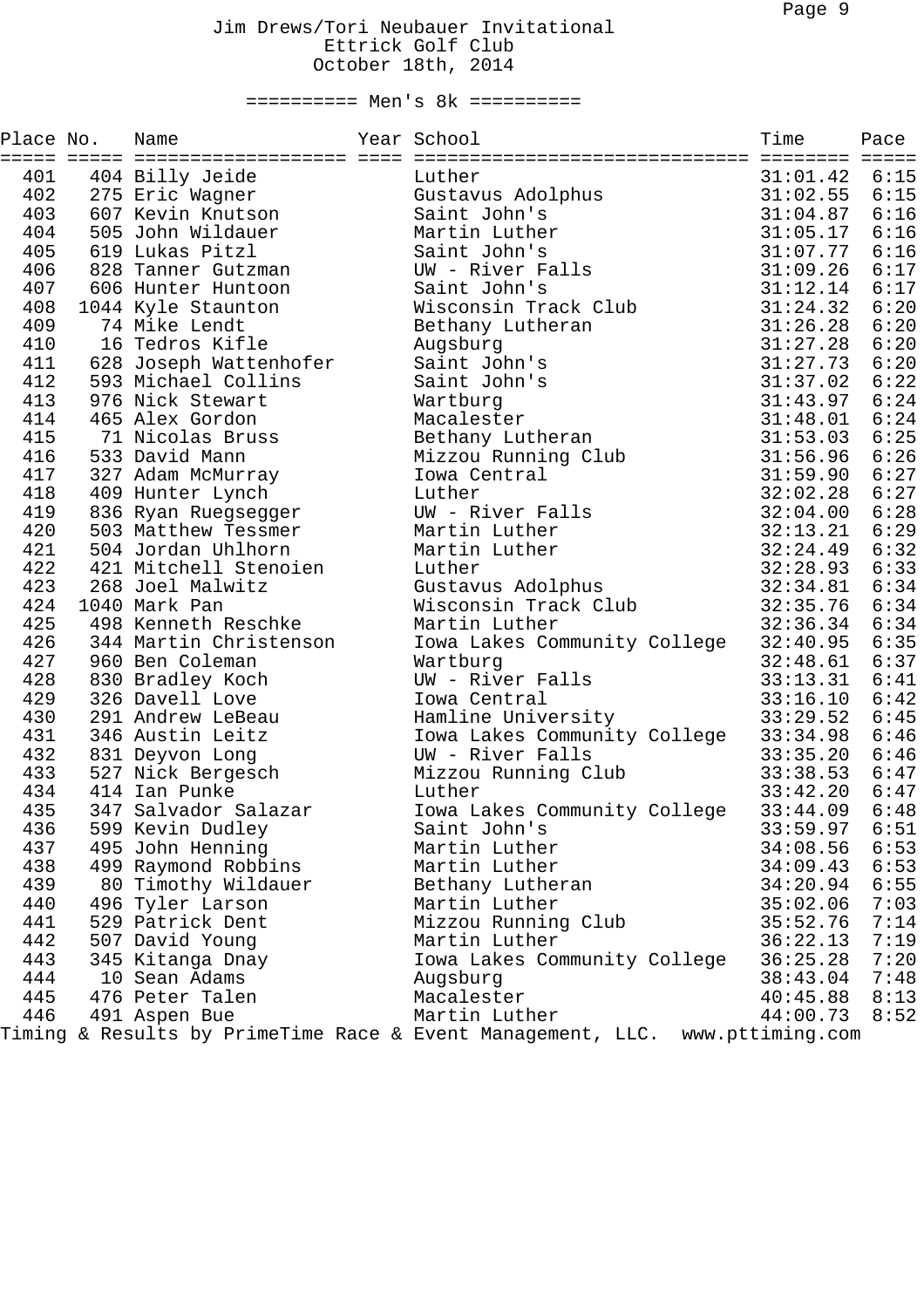Jim Drews/Tori Neubauer Invitational
Ettrick Golf Club
October 18th, 2014

## ========== Men's 8k ==========

| Place | No. | Name | Year | School | Time | Pace |
|---|---|---|---|---|---|---|
| 401 | 404 | Billy Jeide | | Luther | 31:01.42 | 6:15 |
| 402 | 275 | Eric Wagner | | Gustavus Adolphus | 31:02.55 | 6:15 |
| 403 | 607 | Kevin Knutson | | Saint John's | 31:04.87 | 6:16 |
| 404 | 505 | John Wildauer | | Martin Luther | 31:05.17 | 6:16 |
| 405 | 619 | Lukas Pitzl | | Saint John's | 31:07.77 | 6:16 |
| 406 | 828 | Tanner Gutzman | | UW - River Falls | 31:09.26 | 6:17 |
| 407 | 606 | Hunter Huntoon | | Saint John's | 31:12.14 | 6:17 |
| 408 | 1044 | Kyle Staunton | | Wisconsin Track Club | 31:24.32 | 6:20 |
| 409 | 74 | Mike Lendt | | Bethany Lutheran | 31:26.28 | 6:20 |
| 410 | 16 | Tedros Kifle | | Augsburg | 31:27.28 | 6:20 |
| 411 | 628 | Joseph Wattenhofer | | Saint John's | 31:27.73 | 6:20 |
| 412 | 593 | Michael Collins | | Saint John's | 31:37.02 | 6:22 |
| 413 | 976 | Nick Stewart | | Wartburg | 31:43.97 | 6:24 |
| 414 | 465 | Alex Gordon | | Macalester | 31:48.01 | 6:24 |
| 415 | 71 | Nicolas Bruss | | Bethany Lutheran | 31:53.03 | 6:25 |
| 416 | 533 | David Mann | | Mizzou Running Club | 31:56.96 | 6:26 |
| 417 | 327 | Adam McMurray | | Iowa Central | 31:59.90 | 6:27 |
| 418 | 409 | Hunter Lynch | | Luther | 32:02.28 | 6:27 |
| 419 | 836 | Ryan Ruegsegger | | UW - River Falls | 32:04.00 | 6:28 |
| 420 | 503 | Matthew Tessmer | | Martin Luther | 32:13.21 | 6:29 |
| 421 | 504 | Jordan Uhlhorn | | Martin Luther | 32:24.49 | 6:32 |
| 422 | 421 | Mitchell Stenoien | | Luther | 32:28.93 | 6:33 |
| 423 | 268 | Joel Malwitz | | Gustavus Adolphus | 32:34.81 | 6:34 |
| 424 | 1040 | Mark Pan | | Wisconsin Track Club | 32:35.76 | 6:34 |
| 425 | 498 | Kenneth Reschke | | Martin Luther | 32:36.34 | 6:34 |
| 426 | 344 | Martin Christenson | | Iowa Lakes Community College | 32:40.95 | 6:35 |
| 427 | 960 | Ben Coleman | | Wartburg | 32:48.61 | 6:37 |
| 428 | 830 | Bradley Koch | | UW - River Falls | 33:13.31 | 6:41 |
| 429 | 326 | Davell Love | | Iowa Central | 33:16.10 | 6:42 |
| 430 | 291 | Andrew LeBeau | | Hamline University | 33:29.52 | 6:45 |
| 431 | 346 | Austin Leitz | | Iowa Lakes Community College | 33:34.98 | 6:46 |
| 432 | 831 | Deyvon Long | | UW - River Falls | 33:35.20 | 6:46 |
| 433 | 527 | Nick Bergesch | | Mizzou Running Club | 33:38.53 | 6:47 |
| 434 | 414 | Ian Punke | | Luther | 33:42.20 | 6:47 |
| 435 | 347 | Salvador Salazar | | Iowa Lakes Community College | 33:44.09 | 6:48 |
| 436 | 599 | Kevin Dudley | | Saint John's | 33:59.97 | 6:51 |
| 437 | 495 | John Henning | | Martin Luther | 34:08.56 | 6:53 |
| 438 | 499 | Raymond Robbins | | Martin Luther | 34:09.43 | 6:53 |
| 439 | 80 | Timothy Wildauer | | Bethany Lutheran | 34:20.94 | 6:55 |
| 440 | 496 | Tyler Larson | | Martin Luther | 35:02.06 | 7:03 |
| 441 | 529 | Patrick Dent | | Mizzou Running Club | 35:52.76 | 7:14 |
| 442 | 507 | David Young | | Martin Luther | 36:22.13 | 7:19 |
| 443 | 345 | Kitanga Dnay | | Iowa Lakes Community College | 36:25.28 | 7:20 |
| 444 | 10 | Sean Adams | | Augsburg | 38:43.04 | 7:48 |
| 445 | 476 | Peter Talen | | Macalester | 40:45.88 | 8:13 |
| 446 | 491 | Aspen Bue | | Martin Luther | 44:00.73 | 8:52 |

Timing & Results by PrimeTime Race & Event Management, LLC. www.pttiming.com